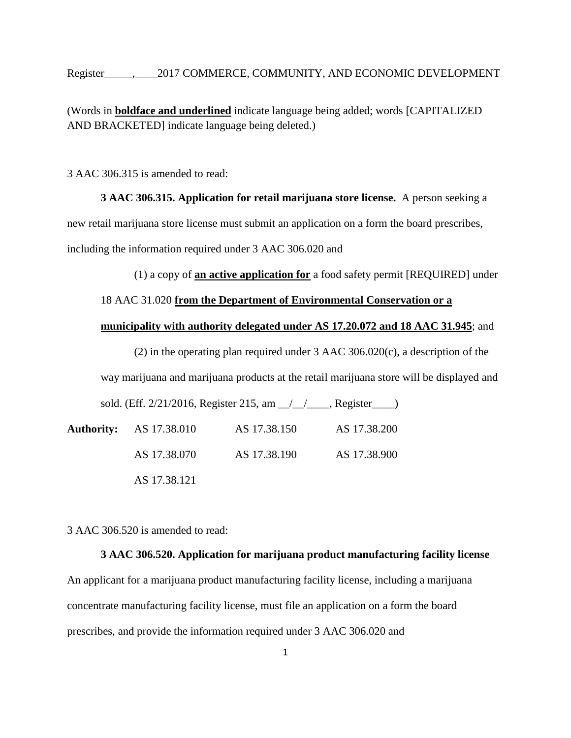Register_____,____2017 COMMERCE, COMMUNITY, AND ECONOMIC DEVELOPMENT

(Words in **<u>boldface and underlined</u>** indicate language being added; words [CAPITALIZED AND BRACKETED] indicate language being deleted.)

3 AAC 306.315 is amended to read:

**3 AAC 306.315. Application for retail marijuana store license.** A person seeking a new retail marijuana store license must submit an application on a form the board prescribes, including the information required under 3 AAC 306.020 and

(1) a copy of **<u>an active application for</u>** a food safety permit [REQUIRED] under 18 AAC 31.020 **<u>from the Department of Environmental Conservation or a municipality with authority delegated under AS 17.20.072 and 18 AAC 31.945</u>**; and

(2) in the operating plan required under 3 AAC 306.020(c), a description of the way marijuana and marijuana products at the retail marijuana store will be displayed and sold. (Eff. 2/21/2016, Register 215, am __/__/____, Register____)

| **Authority:** | AS 17.38.010 | AS 17.38.150 | AS 17.38.200 |
|---|---|---|---|
| | AS 17.38.070 | AS 17.38.190 | AS 17.38.900 |
| | AS 17.38.121 | | |

3 AAC 306.520 is amended to read:

**3 AAC 306.520. Application for marijuana product manufacturing facility license**
An applicant for a marijuana product manufacturing facility license, including a marijuana concentrate manufacturing facility license, must file an application on a form the board prescribes, and provide the information required under 3 AAC 306.020 and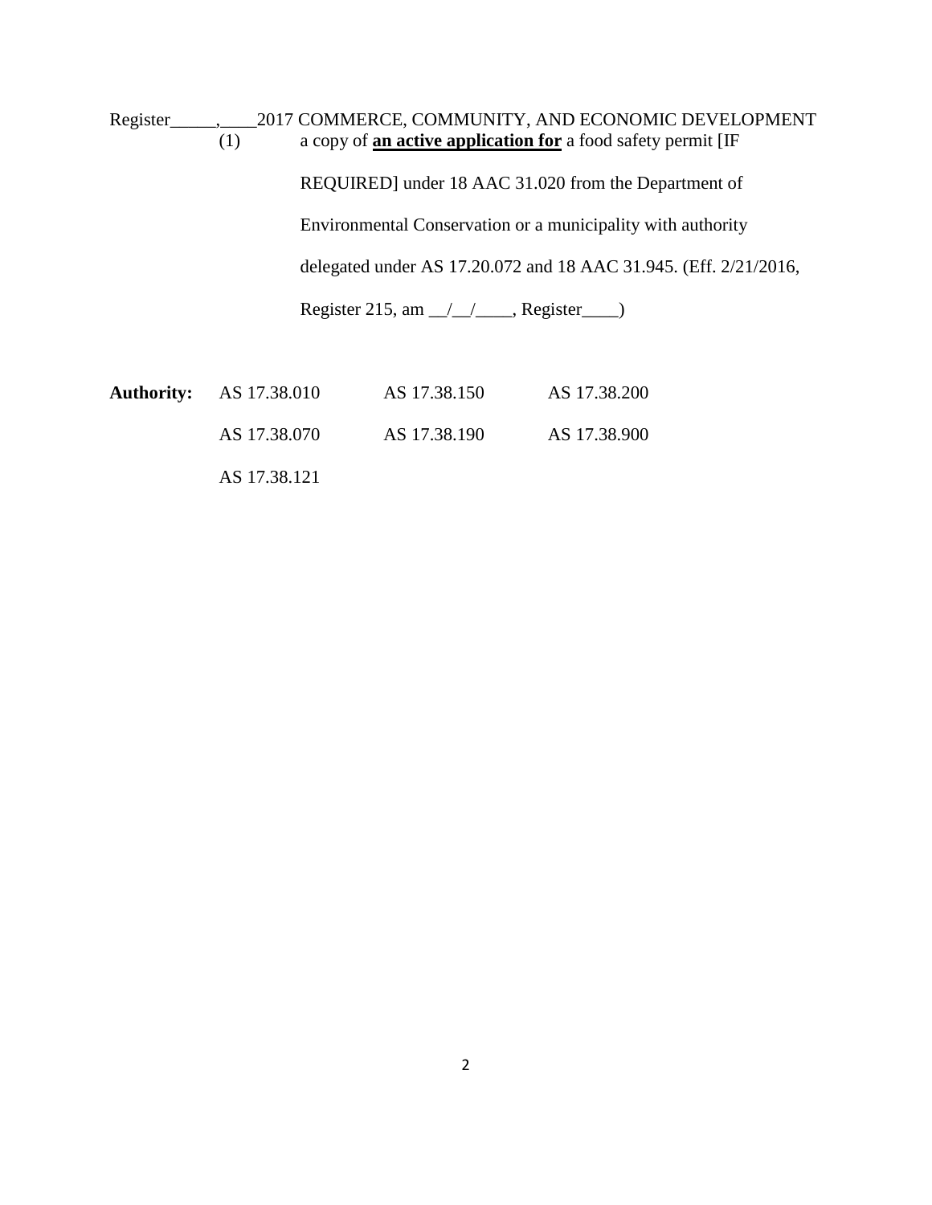(1) a copy of **an active application for** a food safety permit [IF REQUIRED] under 18 AAC 31.020 from the Department of Environmental Conservation or a municipality with authority delegated under AS 17.20.072 and 18 AAC 31.945. (Eff. 2/21/2016, Register 215, am __/__/____, Register____)

**Authority:** AS 17.38.010 AS 17.38.150 AS 17.38.200
AS 17.38.070 AS 17.38.190 AS 17.38.900
AS 17.38.121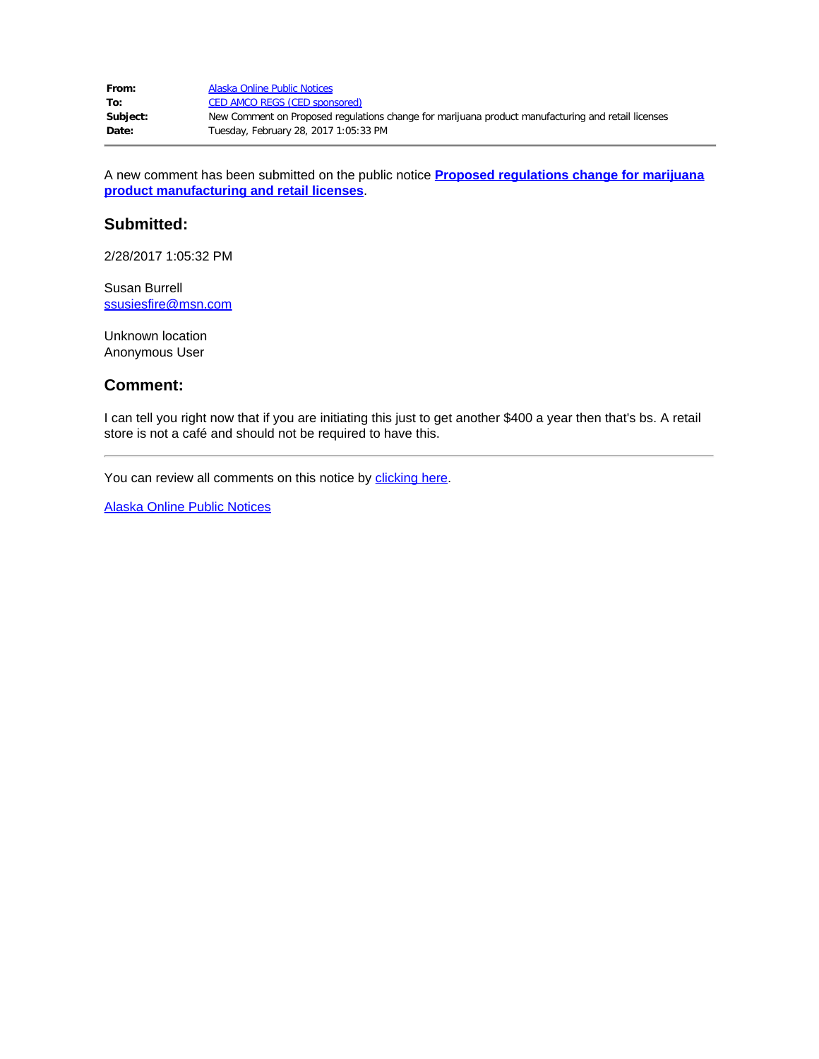| | |
|---|---|
| **From:** | Alaska Online Public Notices |
| **To:** | CED AMCO REGS (CED sponsored) |
| **Subject:** | New Comment on Proposed regulations change for marijuana product manufacturing and retail licenses |
| **Date:** | Tuesday, February 28, 2017 1:05:33 PM |

---

A new comment has been submitted on the public notice **Proposed regulations change for marijuana product manufacturing and retail licenses**.

## Submitted:

2/28/2017 1:05:32 PM

Susan Burrell
ssusiesfire@msn.com

Unknown location
Anonymous User

## Comment:

I can tell you right now that if you are initiating this just to get another $400 a year then that's bs. A retail store is not a café and should not be required to have this.

---

You can review all comments on this notice by clicking here.

Alaska Online Public Notices